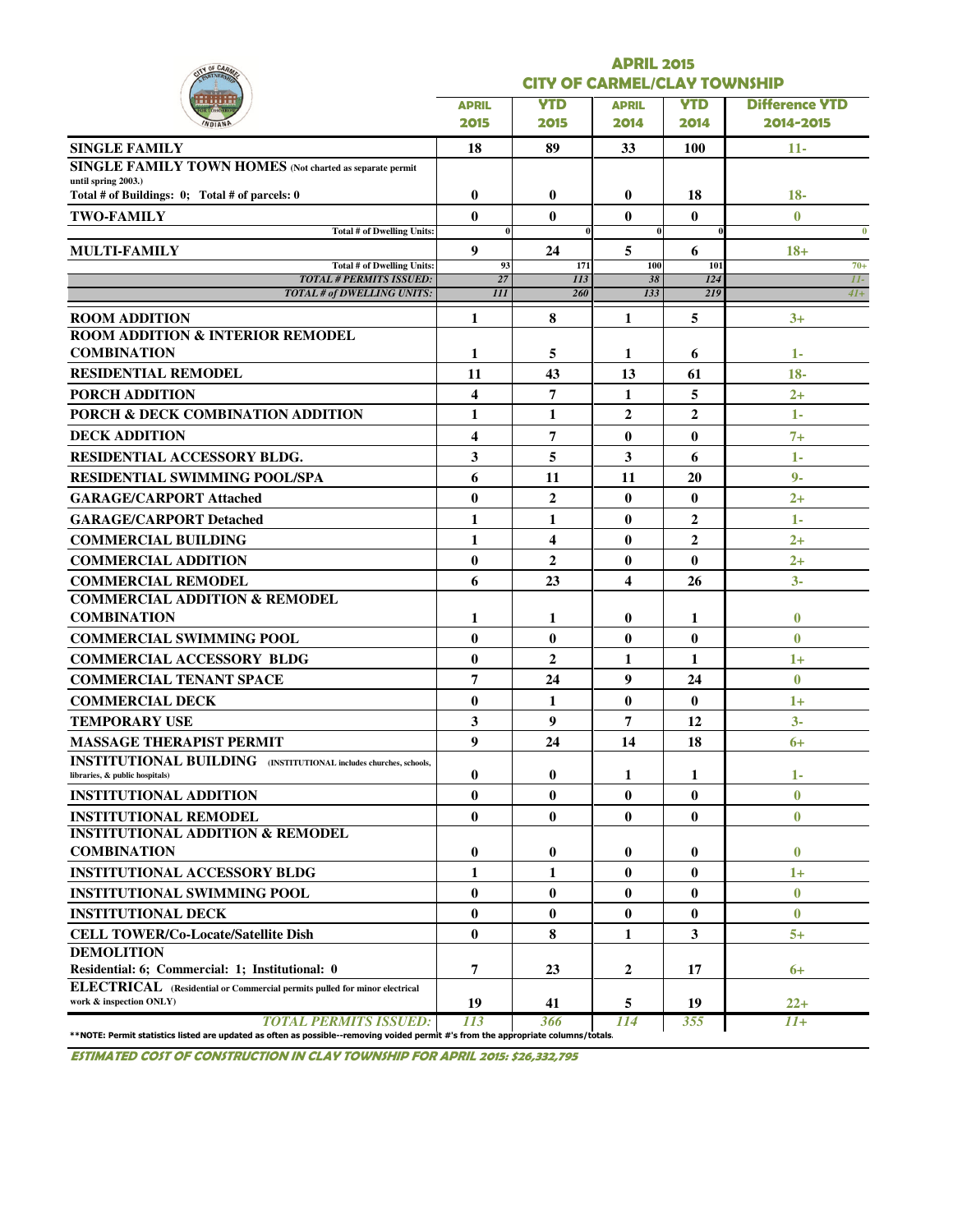# APRIL 2015
## CITY OF CARMEL/CLAY TOWNSHIP

| | APRIL 2015 | YTD 2015 | APRIL 2014 | YTD 2014 | Difference YTD 2014-2015 |
|---|---|---|---|---|---|
| **SINGLE FAMILY** | 18 | 89 | 33 | 100 | 11- |
| **SINGLE FAMILY TOWN HOMES** (Not charted as separate permit until spring 2003.) Total # of Buildings: 0; Total # of parcels: 0 | 0 | 0 | 0 | 18 | 18- |
| **TWO-FAMILY** | 0 | 0 | 0 | 0 | 0 |
| Total # of Dwelling Units: | 0 | 0 | 0 | 0 | 0 |
| **MULTI-FAMILY** | 9 | 24 | 5 | 6 | 18+ |
| Total # of Dwelling Units: | 93 | 171 | 100 | 101 | 70+ |
| *TOTAL # PERMITS ISSUED:* | 27 | 113 | 38 | 124 | 11- |
| *TOTAL # of DWELLING UNITS:* | 111 | 260 | 133 | 219 | 41+ |
| **ROOM ADDITION** | 1 | 8 | 1 | 5 | 3+ |
| **ROOM ADDITION & INTERIOR REMODEL COMBINATION** | 1 | 5 | 1 | 6 | 1- |
| **RESIDENTIAL REMODEL** | 11 | 43 | 13 | 61 | 18- |
| **PORCH ADDITION** | 4 | 7 | 1 | 5 | 2+ |
| **PORCH & DECK COMBINATION ADDITION** | 1 | 1 | 2 | 2 | 1- |
| **DECK ADDITION** | 4 | 7 | 0 | 0 | 7+ |
| **RESIDENTIAL ACCESSORY BLDG.** | 3 | 5 | 3 | 6 | 1- |
| **RESIDENTIAL SWIMMING POOL/SPA** | 6 | 11 | 11 | 20 | 9- |
| **GARAGE/CARPORT Attached** | 0 | 2 | 0 | 0 | 2+ |
| **GARAGE/CARPORT Detached** | 1 | 1 | 0 | 2 | 1- |
| **COMMERCIAL BUILDING** | 1 | 4 | 0 | 2 | 2+ |
| **COMMERCIAL ADDITION** | 0 | 2 | 0 | 0 | 2+ |
| **COMMERCIAL REMODEL** | 6 | 23 | 4 | 26 | 3- |
| **COMMERCIAL ADDITION & REMODEL COMBINATION** | 1 | 1 | 0 | 1 | 0 |
| **COMMERCIAL SWIMMING POOL** | 0 | 0 | 0 | 0 | 0 |
| **COMMERCIAL ACCESSORY BLDG** | 0 | 2 | 1 | 1 | 1+ |
| **COMMERCIAL TENANT SPACE** | 7 | 24 | 9 | 24 | 0 |
| **COMMERCIAL DECK** | 0 | 1 | 0 | 0 | 1+ |
| **TEMPORARY USE** | 3 | 9 | 7 | 12 | 3- |
| **MASSAGE THERAPIST PERMIT** | 9 | 24 | 14 | 18 | 6+ |
| **INSTITUTIONAL BUILDING** (INSTITUTIONAL includes churches, schools, libraries, & public hospitals) | 0 | 0 | 1 | 1 | 1- |
| **INSTITUTIONAL ADDITION** | 0 | 0 | 0 | 0 | 0 |
| **INSTITUTIONAL REMODEL** | 0 | 0 | 0 | 0 | 0 |
| **INSTITUTIONAL ADDITION & REMODEL COMBINATION** | 0 | 0 | 0 | 0 | 0 |
| **INSTITUTIONAL ACCESSORY BLDG** | 1 | 1 | 0 | 0 | 1+ |
| **INSTITUTIONAL SWIMMING POOL** | 0 | 0 | 0 | 0 | 0 |
| **INSTITUTIONAL DECK** | 0 | 0 | 0 | 0 | 0 |
| **CELL TOWER/Co-Locate/Satellite Dish** | 0 | 8 | 1 | 3 | 5+ |
| **DEMOLITION** Residential: 6; Commercial: 1; Institutional: 0 | 7 | 23 | 2 | 17 | 6+ |
| **ELECTRICAL** (Residential or Commercial permits pulled for minor electrical work & inspection ONLY) | 19 | 41 | 5 | 19 | 22+ |
| *TOTAL PERMITS ISSUED:* | 113 | 366 | 114 | 355 | 11+ |

**NOTE: Permit statistics listed are updated as often as possible--removing voided permit #'s from the appropriate columns/totals.

***ESTIMATED COST OF CONSTRUCTION IN CLAY TOWNSHIP FOR APRIL 2015: $26,332,795***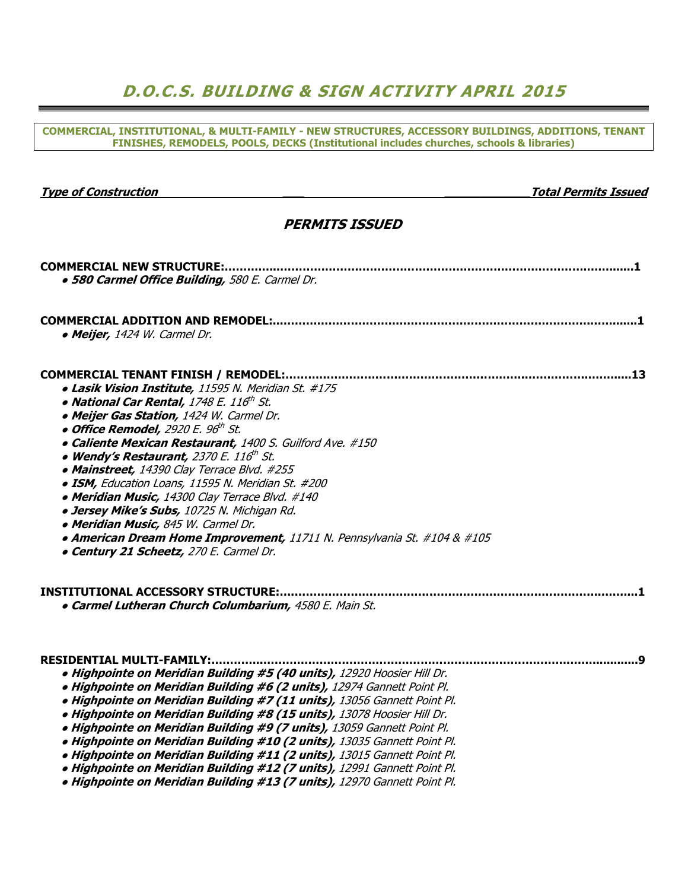# D.O.C.S. BUILDING & SIGN ACTIVITY APRIL 2015

**COMMERCIAL, INSTITUTIONAL, & MULTI-FAMILY - NEW STRUCTURES, ACCESSORY BUILDINGS, ADDITIONS, TENANT FINISHES, REMODELS, POOLS, DECKS (Institutional includes churches, schools & libraries)**

***Type of Construction*** — ***Total Permits Issued***

## *PERMITS ISSUED*

**COMMERCIAL NEW STRUCTURE:............................................................................................................1**

- ***580 Carmel Office Building,*** *580 E. Carmel Dr.*

**COMMERCIAL ADDITION AND REMODEL:................................................................................................1**

- ***Meijer,*** *1424 W. Carmel Dr.*

**COMMERCIAL TENANT FINISH / REMODEL:...........................................................................................13**

- ***Lasik Vision Institute,*** *11595 N. Meridian St. #175*
- ***National Car Rental,*** *1748 E. 116th St.*
- ***Meijer Gas Station,*** *1424 W. Carmel Dr.*
- ***Office Remodel,*** *2920 E. 96th St.*
- ***Caliente Mexican Restaurant,*** *1400 S. Guilford Ave. #150*
- ***Wendy's Restaurant,*** *2370 E. 116th St.*
- ***Mainstreet,*** *14390 Clay Terrace Blvd. #255*
- ***ISM,*** *Education Loans, 11595 N. Meridian St. #200*
- ***Meridian Music,*** *14300 Clay Terrace Blvd. #140*
- ***Jersey Mike's Subs,*** *10725 N. Michigan Rd.*
- ***Meridian Music,*** *845 W. Carmel Dr.*
- ***American Dream Home Improvement,*** *11711 N. Pennsylvania St. #104 & #105*
- ***Century 21 Scheetz,*** *270 E. Carmel Dr.*

**INSTITUTIONAL ACCESSORY STRUCTURE:..............................................................................................1**

- ***Carmel Lutheran Church Columbarium,*** *4580 E. Main St.*

**RESIDENTIAL MULTI-FAMILY:...................................................................................................................9**

- ***Highpointe on Meridian Building #5 (40 units),*** *12920 Hoosier Hill Dr.*
- ***Highpointe on Meridian Building #6 (2 units),*** *12974 Gannett Point Pl.*
- ***Highpointe on Meridian Building #7 (11 units),*** *13056 Gannett Point Pl.*
- ***Highpointe on Meridian Building #8 (15 units),*** *13078 Hoosier Hill Dr.*
- ***Highpointe on Meridian Building #9 (7 units),*** *13059 Gannett Point Pl.*
- ***Highpointe on Meridian Building #10 (2 units),*** *13035 Gannett Point Pl.*
- ***Highpointe on Meridian Building #11 (2 units),*** *13015 Gannett Point Pl.*
- ***Highpointe on Meridian Building #12 (7 units),*** *12991 Gannett Point Pl.*
- ***Highpointe on Meridian Building #13 (7 units),*** *12970 Gannett Point Pl.*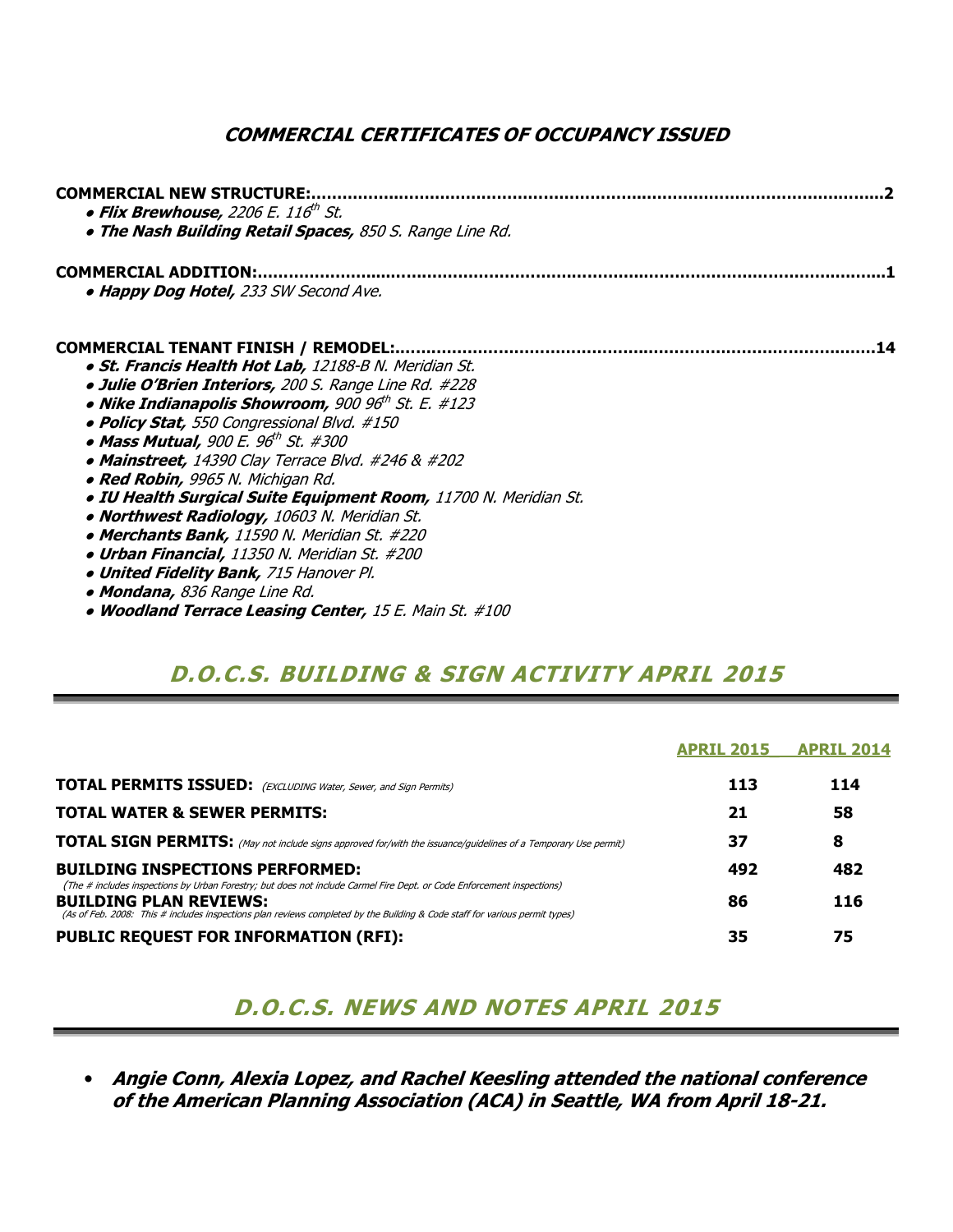## *COMMERCIAL CERTIFICATES OF OCCUPANCY ISSUED*

**COMMERCIAL NEW STRUCTURE:..................................................................................................................2**

- ***Flix Brewhouse,*** *2206 E. 116th St.*
- ***The Nash Building Retail Spaces,*** *850 S. Range Line Rd.*

**COMMERCIAL ADDITION:.........................................................................................................................1**

- ***Happy Dog Hotel,*** *233 SW Second Ave.*

**COMMERCIAL TENANT FINISH / REMODEL:.............................................................................................14**

- ***St. Francis Health Hot Lab,*** *12188-B N. Meridian St.*
- ***Julie O'Brien Interiors,*** *200 S. Range Line Rd. #228*
- ***Nike Indianapolis Showroom,*** *900 96th St. E. #123*
- ***Policy Stat,*** *550 Congressional Blvd. #150*
- ***Mass Mutual,*** *900 E. 96th St. #300*
- ***Mainstreet,*** *14390 Clay Terrace Blvd. #246 & #202*
- ***Red Robin,*** *9965 N. Michigan Rd.*
- ***IU Health Surgical Suite Equipment Room,*** *11700 N. Meridian St.*
- ***Northwest Radiology,*** *10603 N. Meridian St.*
- ***Merchants Bank,*** *11590 N. Meridian St. #220*
- ***Urban Financial,*** *11350 N. Meridian St. #200*
- ***United Fidelity Bank,*** *715 Hanover Pl.*
- ***Mondana,*** *836 Range Line Rd.*
- ***Woodland Terrace Leasing Center,*** *15 E. Main St. #100*

## *D.O.C.S. BUILDING & SIGN ACTIVITY APRIL 2015*

| | APRIL 2015 | APRIL 2014 |
|---|---|---|
| **TOTAL PERMITS ISSUED:** *(EXCLUDING Water, Sewer, and Sign Permits)* | **113** | **114** |
| **TOTAL WATER & SEWER PERMITS:** | **21** | **58** |
| **TOTAL SIGN PERMITS:** *(May not include signs approved for/with the issuance/guidelines of a Temporary Use permit)* | **37** | **8** |
| **BUILDING INSPECTIONS PERFORMED:** *(The # includes inspections by Urban Forestry; but does not include Carmel Fire Dept. or Code Enforcement inspections)* | **492** | **482** |
| **BUILDING PLAN REVIEWS:** *(As of Feb. 2008: This # includes inspections plan reviews completed by the Building & Code staff for various permit types)* | **86** | **116** |
| **PUBLIC REQUEST FOR INFORMATION (RFI):** | **35** | **75** |

## *D.O.C.S. NEWS AND NOTES APRIL 2015*

- ***Angie Conn, Alexia Lopez, and Rachel Keesling attended the national conference of the American Planning Association (ACA) in Seattle, WA from April 18-21.***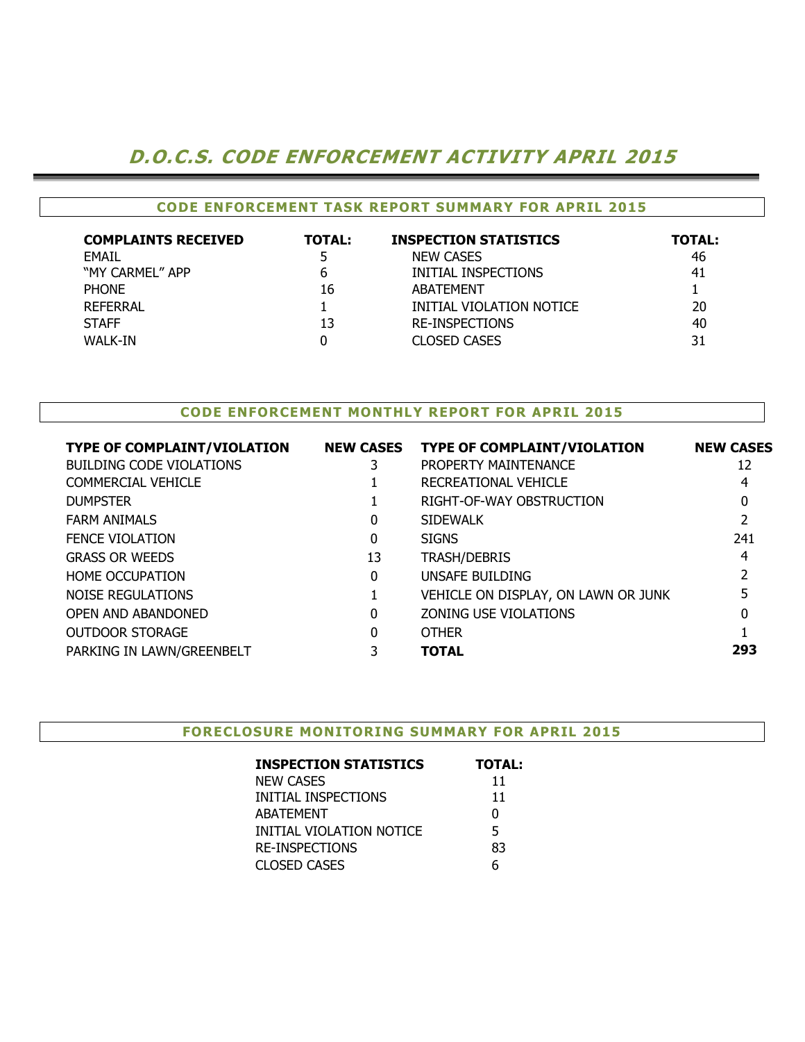# *D.O.C.S. CODE ENFORCEMENT ACTIVITY APRIL 2015*

## CODE ENFORCEMENT TASK REPORT SUMMARY FOR APRIL 2015

| COMPLAINTS RECEIVED | TOTAL: | INSPECTION STATISTICS | TOTAL: |
|---|---|---|---|
| EMAIL | 5 | NEW CASES | 46 |
| "MY CARMEL" APP | 6 | INITIAL INSPECTIONS | 41 |
| PHONE | 16 | ABATEMENT | 1 |
| REFERRAL | 1 | INITIAL VIOLATION NOTICE | 20 |
| STAFF | 13 | RE-INSPECTIONS | 40 |
| WALK-IN | 0 | CLOSED CASES | 31 |

## CODE ENFORCEMENT MONTHLY REPORT FOR APRIL 2015

| TYPE OF COMPLAINT/VIOLATION | NEW CASES | TYPE OF COMPLAINT/VIOLATION | NEW CASES |
|---|---|---|---|
| BUILDING CODE VIOLATIONS | 3 | PROPERTY MAINTENANCE | 12 |
| COMMERCIAL VEHICLE | 1 | RECREATIONAL VEHICLE | 4 |
| DUMPSTER | 1 | RIGHT-OF-WAY OBSTRUCTION | 0 |
| FARM ANIMALS | 0 | SIDEWALK | 2 |
| FENCE VIOLATION | 0 | SIGNS | 241 |
| GRASS OR WEEDS | 13 | TRASH/DEBRIS | 4 |
| HOME OCCUPATION | 0 | UNSAFE BUILDING | 2 |
| NOISE REGULATIONS | 1 | VEHICLE ON DISPLAY, ON LAWN OR JUNK | 5 |
| OPEN AND ABANDONED | 0 | ZONING USE VIOLATIONS | 0 |
| OUTDOOR STORAGE | 0 | OTHER | 1 |
| PARKING IN LAWN/GREENBELT | 3 | **TOTAL** | **293** |

## FORECLOSURE MONITORING SUMMARY FOR APRIL 2015

| INSPECTION STATISTICS | TOTAL: |
|---|---|
| NEW CASES | 11 |
| INITIAL INSPECTIONS | 11 |
| ABATEMENT | 0 |
| INITIAL VIOLATION NOTICE | 5 |
| RE-INSPECTIONS | 83 |
| CLOSED CASES | 6 |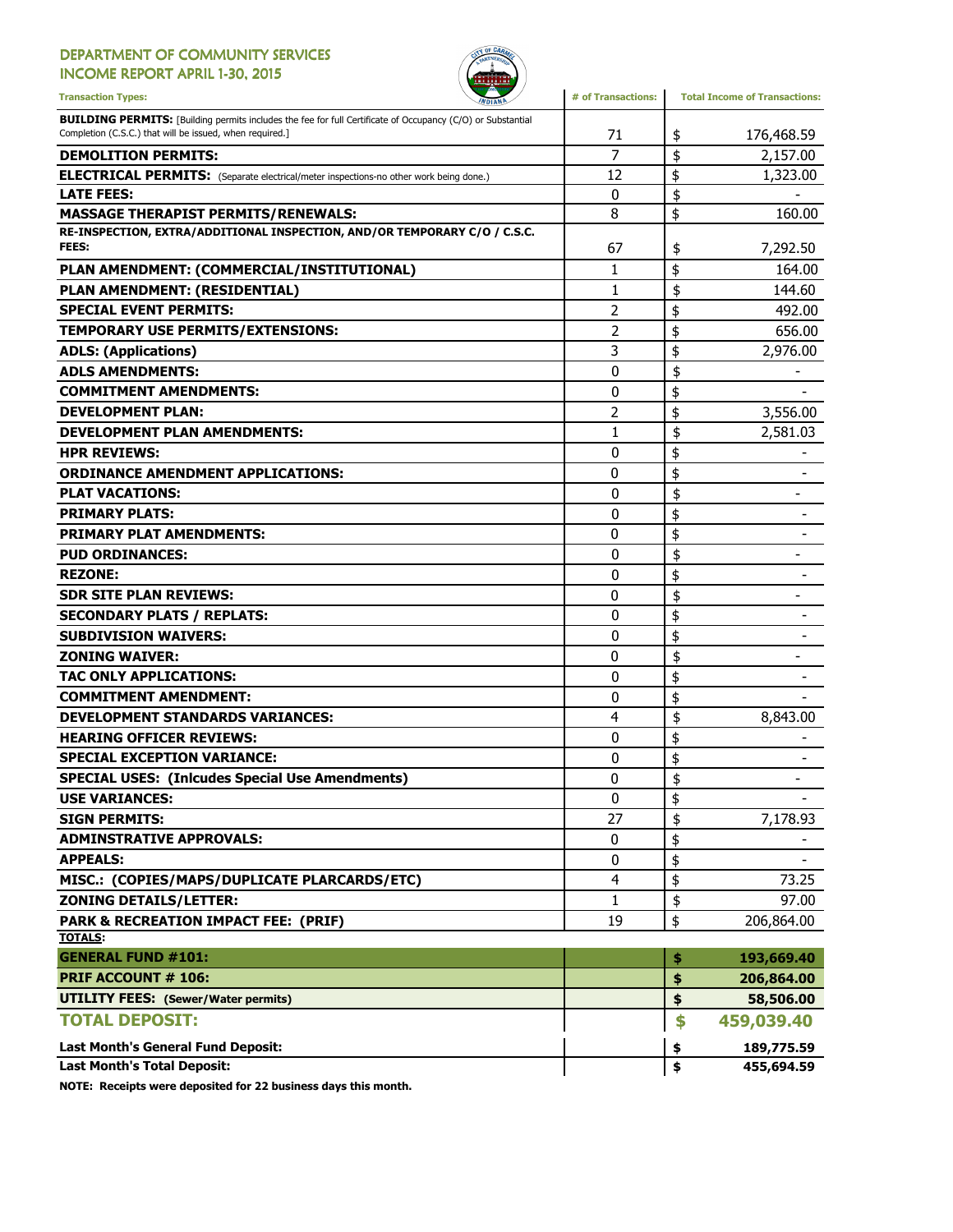# DEPARTMENT OF COMMUNITY SERVICES

## INCOME REPORT APRIL 1-30, 2015

| Transaction Types: | # of Transactions: | Total Income of Transactions: |
|---|---|---|
| **BUILDING PERMITS:** [Building permits includes the fee for full Certificate of Occupancy (C/O) or Substantial Completion (C.S.C.) that will be issued, when required.] | 71 | $ 176,468.59 |
| **DEMOLITION PERMITS:** | 7 | $ 2,157.00 |
| **ELECTRICAL PERMITS:** (Separate electrical/meter inspections-no other work being done.) | 12 | $ 1,323.00 |
| **LATE FEES:** | 0 | $ - |
| **MASSAGE THERAPIST PERMITS/RENEWALS:** | 8 | $ 160.00 |
| **RE-INSPECTION, EXTRA/ADDITIONAL INSPECTION, AND/OR TEMPORARY C/O / C.S.C. FEES:** | 67 | $ 7,292.50 |
| **PLAN AMENDMENT: (COMMERCIAL/INSTITUTIONAL)** | 1 | $ 164.00 |
| **PLAN AMENDMENT: (RESIDENTIAL)** | 1 | $ 144.60 |
| **SPECIAL EVENT PERMITS:** | 2 | $ 492.00 |
| **TEMPORARY USE PERMITS/EXTENSIONS:** | 2 | $ 656.00 |
| **ADLS: (Applications)** | 3 | $ 2,976.00 |
| **ADLS AMENDMENTS:** | 0 | $ - |
| **COMMITMENT AMENDMENTS:** | 0 | $ - |
| **DEVELOPMENT PLAN:** | 2 | $ 3,556.00 |
| **DEVELOPMENT PLAN AMENDMENTS:** | 1 | $ 2,581.03 |
| **HPR REVIEWS:** | 0 | $ - |
| **ORDINANCE AMENDMENT APPLICATIONS:** | 0 | $ - |
| **PLAT VACATIONS:** | 0 | $ - |
| **PRIMARY PLATS:** | 0 | $ - |
| **PRIMARY PLAT AMENDMENTS:** | 0 | $ - |
| **PUD ORDINANCES:** | 0 | $ - |
| **REZONE:** | 0 | $ - |
| **SDR SITE PLAN REVIEWS:** | 0 | $ - |
| **SECONDARY PLATS / REPLATS:** | 0 | $ - |
| **SUBDIVISION WAIVERS:** | 0 | $ - |
| **ZONING WAIVER:** | 0 | $ - |
| **TAC ONLY APPLICATIONS:** | 0 | $ - |
| **COMMITMENT AMENDMENT:** | 0 | $ - |
| **DEVELOPMENT STANDARDS VARIANCES:** | 4 | $ 8,843.00 |
| **HEARING OFFICER REVIEWS:** | 0 | $ - |
| **SPECIAL EXCEPTION VARIANCE:** | 0 | $ - |
| **SPECIAL USES: (Inlcudes Special Use Amendments)** | 0 | $ - |
| **USE VARIANCES:** | 0 | $ - |
| **SIGN PERMITS:** | 27 | $ 7,178.93 |
| **ADMINSTRATIVE APPROVALS:** | 0 | $ - |
| **APPEALS:** | 0 | $ - |
| **MISC.: (COPIES/MAPS/DUPLICATE PLARCARDS/ETC)** | 4 | $ 73.25 |
| **ZONING DETAILS/LETTER:** | 1 | $ 97.00 |
| **PARK & RECREATION IMPACT FEE: (PRIF)** | 19 | $ 206,864.00 |
| **TOTALS:** | | |
| **GENERAL FUND #101:** | | **$ 193,669.40** |
| **PRIF ACCOUNT # 106:** | | **$ 206,864.00** |
| **UTILITY FEES: (Sewer/Water permits)** | | **$ 58,506.00** |
| **TOTAL DEPOSIT:** | | **$ 459,039.40** |
| **Last Month's General Fund Deposit:** | | **$ 189,775.59** |
| **Last Month's Total Deposit:** | | **$ 455,694.59** |

**NOTE: Receipts were deposited for 22 business days this month.**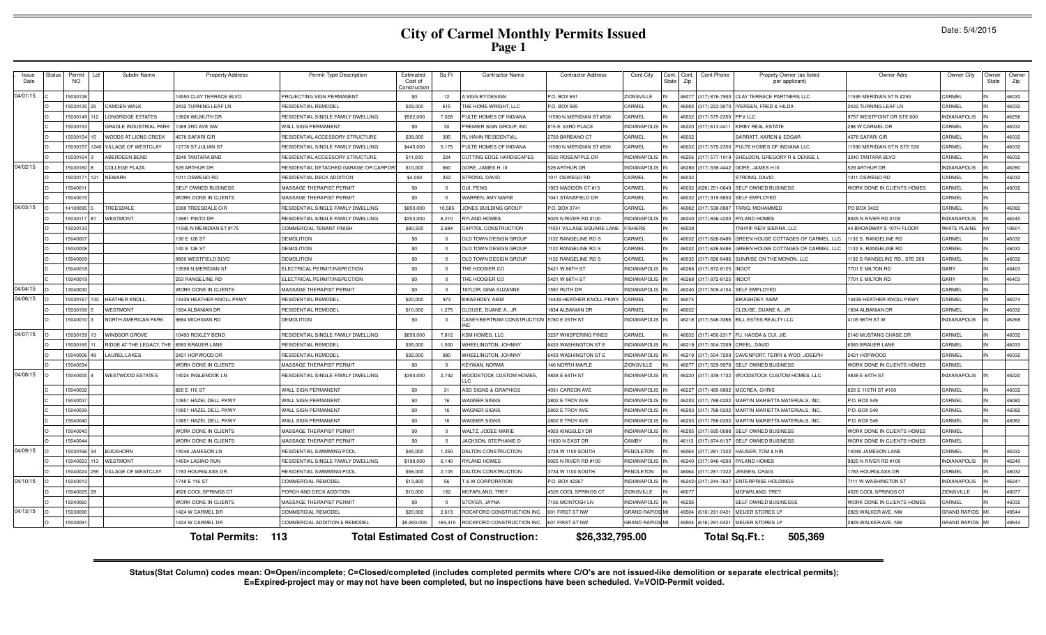# City of Carmel Monthly Permits Issued

## Page 1

Date: 5/4/2015

| Issue Date | Status | Permit NO | Lot | Subdiv Name | Property Address | Permit Type Description | Estimated Cost of Construction | Sq Ft | Contractor Name | Contractor Address | Cont.City | Cont. State | Cont. Zip | Cont.Phone | Propety Owner (as listed per applicant) | Owner Adrs | Owner City | Owner State | Owner Zip |
|---|---|---|---|---|---|---|---|---|---|---|---|---|---|---|---|---|---|---|---|
| 04/01/15 | C | 15030126 | | | 14550 CLAY TERRACE BLVD. | PROJECTING SIGN PERMANENT | $0 | 12 | A SIGN BY DESIGN | P.O. BOX 691 | ZIONSVILLE | IN | 46077 | (317) 876-7900 | CLAY TERRACE PARTNERS LLC | 11595 MERIDIAN ST N #250 | CARMEL | IN | 46032 |
| | O | 15030135 | 25 | CAMDEN WALK | 2432 TURNING LEAF LN | RESIDENTIAL REMODEL | $29,000 | 615 | THE HOME WRIGHT, LLC | P.O. BOX 585 | CARMEL | IN | 46082 | (317) 223-3070 | IVERSEN, FRED & HILDA | 2432 TURNING LEAF LN | CARMEL | IN | 46032 |
| | O | 15030149 | 112 | LONGRIDGE ESTATES | 13828 WILMUTH DR | RESIDENTIAL SINGLE FAMILY DWELLING | $502,000 | 7,028 | PULTE HOMES OF INDIANA | 11590 N MERIDIAN ST #530 | CARMEL | IN | 46032 | (317) 575-2350 | PPV LLC | 9757 WESTPOINT DR STE 600 | INDIANAPOLIS | IN | 46256 |
| | C | 15030153 | | CRADLE INDUSTRIAL PARK | 1069 3RD AVE SW | WALL SIGN PERMANENT | $0 | 30 | PREMIER SIGN GROUP, INC | 815 E. 63RD PLACE | INDIANAPOLIS | IN | 46220 | (317) 613-4411 | KIRBY REAL ESTATE | 298 W CARMEL DR | CARMEL | IN | 46032 |
| | O | 15030154 | 15 | WOODS AT LIONS CREEK | 4578 SAFARI CIR | RESIDENTIAL ACCESSORY STRUCTURE | $39,000 | 395 | RL HAHN RESIDENTIAL | 2739 BARBANO CT | CARMEL | IN | 46032 | | SARRATT, KAREN & EDGAR | 4578 SAFARI CIR | CARMEL | IN | 46032 |
| | O | 15030157 | 1240 | VILLAGE OF WESTCLAY | 12778 ST JULIAN ST | RESIDENTIAL SINGLE FAMILY DWELLING | $445,000 | 5,175 | PULTE HOMES OF INDIANA | 11590 N MERIDIAN ST #530 | CARMEL | IN | 46032 | (317) 575-2350 | PULTE HOMES OF INDIANA LLC | 11590 MERIDIAN ST N STE 530 | CARMEL | IN | 46032 |
| | O | 15030164 | 3 | ABERDEEN BEND | 3240 TANTARA BND | RESIDENTIAL ACCESSORY STRUCTURE | $11,000 | 224 | CUTTING EDGE HARDSCAPES | 9532 ROSEAPPLE DR | INDIANAPOLIS | IN | 46256 | (317) 577-1019 | SHELDON, GREGORY R & DENISE L | 3240 TANTARA BLVD | CARMEL | IN | 46032 |
| 04/02/15 | O | 15030160 | 8 | COLLEGE PLAZA | 529 ARTHUR DR | RESIDENTIAL DETACHED GARAGE OR CARPORT | $10,000 | 660 | GORE, JAMES H. III | 529 ARTHUR DR | INDIANAPOLIS | IN | 46280 | (317) 538-4442 | GORE, JAMES H III | 529 ARTHUR DR | INDIANAPOLIS | IN | 46280 |
| | O | 15030171 | 121 | NEWARK | 1011 OSWEGO RD | RESIDENTIAL DECK ADDITION | $4,000 | 352 | STRONG, DAVID | 1011 OSWEGO RD | CARMEL | IN | 46032 | | STRONG, DAVID | 1011 OSWEGO RD | CARMEL | IN | 46032 |
| | O | 15040011 | | | SELF OWNED BUSINESS | MASSAGE THERAPIST PERMIT | $0 | 0 | CUI, PENG | 1923 MADISON CT #13 | CARMEL | IN | 46032 | (626) 251-0649 | SELF OWNED BUSINESS | WORK DONE IN CLIENTS HOMES | CARMEL | IN | 46032 |
| | O | 15040015 | | | WORK DONE IN CLIENTS | MASSAGE THERAPIST PERMIT | $0 | 0 | WARREN, AMY MARIE | 1041 STANSFIELD DR | CARMEL | IN | 46032 | (317) 919-9850 | SELF EMPLOYED | | CARMEL | IN | |
| 04/03/15 | O | 14100095 | 5 | TREESDALE | 2390 TREESDALE CIR | RESIDENTIAL SINGLE FAMILY DWELLING | $850,000 | 10,585 | JONES BUILDING GROUP | P.O. BOX 3741 | CARMEL | IN | 46082 | (317) 538-0887 | TARIQ, MOHAMMED | PO BOX 3422 | CARMEL | IN | 46082 |
| | O | 15030117 | 81 | WESTMONT | 13991 PINTO DR | RESIDENTIAL SINGLE FAMILY DWELLING | $203,000 | 6,210 | RYLAND HOMES | 9025 N RIVER RD #100 | INDIANAPOLIS | IN | 46240 | (317) 846-4200 | RYLAND HOMES | 9025 N RIVER RD #100 | INDIANAPOLIS | IN | 46240 |
| | O | 15030133 | | | 11595 N MERIDIAN ST #175 | COMMERCIAL TENANT FINISH | $80,500 | 2,684 | CAPITOL CONSTRUCTION | 11051 VILLAGE SQUARE LANE | FISHERS | IN | 46038 | | TNHYIF REIV SIERRA, LLC | 44 BROADWAY S 10TH FLOOR | WHITE PLAINS | NY | 10601 |
| | O | 15040007 | | | 130 E 126 ST | DEMOLITION | $0 | 0 | OLD TOWN DESIGN GROUP | 1132 RANGELINE RD S | CARMEL | IN | 46032 | (317) 626-8486 | GREEN HOUSE COTTAGES OF CARMEL, LLC | 1132 S. RANGELINE RD | CARMEL | IN | 46032 |
| | O | 15040008 | | | 140 E 126 ST | DEMOLITION | $0 | 0 | OLD TOWN DESIGN GROUP | 1132 RANGELINE RD S | CARMEL | IN | 46032 | (317) 626-8486 | GREEN HOUSE COTTAGES OF CARMEL, LLC | 1132 S. RANGELINE RD | CARMEL | IN | 46032 |
| | O | 15040009 | | | 9800 WESTFIELD BLVD | DEMOLITION | $0 | 0 | OLD TOWN DESIGN GROUP | 1132 RANGELINE RD S | CARMEL | IN | 46032 | (317) 626-8486 | SUNRISE ON THE MONON, LLC | 1132 S RANGELINE RD., STE 200 | CARMEL | IN | 46032 |
| | C | 15040018 | | | 13596 N MERIDIAN ST | ELECTRICAL PERMIT/INSPECTION | $0 | 0 | THE HOOSIER CO | 5421 W 86TH ST | INDIANAPOLIS | IN | 46268 | (317) 872-8125 | INDOT | 7701 E MILTON RD | GARY | IN | 46403 |
| | C | 15040019 | | | 253 RANGELINE RD | ELECTRICAL PERMIT/INSPECTION | $0 | 0 | THE HOOSIER CO | 5421 W 86TH ST | INDIANAPOLIS | IN | 46268 | (317) 872-8125 | INDOT | 7701 E MILTON RD | GARY | IN | 46403 |
| 04/04/15 | O | 13040030 | | | WORK DONE IN CLIENTS | MASSAGE THERAPIST PERMIT | $0 | 0 | TAYLOR, GINA SUZANNE | 1591 RUTH DR | INDIANAPOLIS | IN | 46240 | (317) 509-4154 | SELF EMPLOYED | | CARMEL | IN | |
| 04/06/15 | O | 15030167 | 133 | HEATHER KNOLL | 14439 HEATHER KNOLL PKWY | RESIDENTIAL REMODEL | $20,000 | 973 | BIKASHDEY, ASIM | 14439 HEATHER KNOLL PKWY | CARMEL | IN | 46074 | | BIKASHDEY, ASIM | 14439 HEATHER KNOLL PKWY | CARMEL | IN | 46074 |
| | O | 15030168 | 5 | WESTMONT | 1834 ALBANIAN DR | RESIDENTIAL REMODEL | $10,000 | 1,275 | CLOUSE, DUANE A., JR | 1834 ALBANIAN DR | CARMEL | IN | 46032 | | CLOUSE, DUANE A., JR | 1834 ALBANIAN DR | CARMEL | IN | 46032 |
| | O | 15040010 | 3 | NORTH AMERICAN PARK | 9884 MICHIGAN RD | DEMOLITION | $0 | 0 | CASEY-BERTRAM CONSTRUCTION INC | 5780 E 25TH ST | INDIANAPOLIS | IN | 46218 | (317) 546-3366 | BILL ESTES REALTY LLC | 4105 96TH ST W | INDIANAPOLIS | IN | 46268 |
| 04/07/15 | O | 15030159 | 13 | WINDSOR GROVE | 10493 ROXLEY BEND | RESIDENTIAL SINGLE FAMILY DWELLING | $650,000 | 7,812 | KSM HOMES, LLC | 3237 WHISPERING PINES | CARMEL | IN | 46032 | (317) 450-2317 | FU, HAODA & CUI, JIE | 2140 MUSTANG CHASE DR | CARMEL | IN | 46032 |
| | O | 15030165 | 11 | RIDGE AT THE LEGACY, THE | 6583 BRAUER LANE | RESIDENTIAL REMODEL | $35,000 | 1,500 | WHEELINGTON, JOHNNY | 6433 WASHINGTON ST E | INDIANAPOLIS | IN | 46219 | (317) 504-7209 | CREEL, DAVID | 6583 BRAUER LANE | CARMEL | IN | 46033 |
| | O | 15040006 | 49 | LAUREL LAKES | 2421 HOPWOOD DR | RESIDENTIAL REMODEL | $32,000 | 980 | WHEELINGTON, JOHNNY | 6433 WASHINGTON ST E | INDIANAPOLIS | IN | 46219 | (317) 504-7209 | DAVENPORT, TERRI & WOO, JOSEPH | 2421 HOPWOOD | CARMEL | IN | 46032 |
| | O | 15040034 | | | WORK DONE IN CLIENTS | MASSAGE THERAPIST PERMIT | $0 | 0 | KEYWAN, NORMA | 140 NORTH MAPLE | ZIONSVILLE | IN | 46077 | (317) 529-9978 | SELF OWNED BUSINESS | WORK DONE IN CLIENTS HOMES | CARMEL | | |
| 04/08/15 | O | 15040005 | 4 | WESTWOOD ESTATES | 14024 INGLENOOK LN | RESIDENTIAL SINGLE FAMILY DWELLING | $350,000 | 2,742 | WOODSTOCK CUSTOM HOMES, LLC | 4838 E 64TH ST | INDIANAPOLIS | IN | 46220 | (317) 339-1732 | WOODSTOCK CUSTOM HOMES, LLC | 4838 E 64TH ST | INDIANAPOLIS | IN | 46220 |
| | C | 15040032 | | | 820 E 116 ST | WALL SIGN PERMANENT | $0 | 31 | ASD SIGNS & GRAPHICS | 4031 CARSON AVE | INDIANAPOLIS | IN | 46227 | (317) 495-0802 | MCCREA, CHRIS | 820 E 116TH ST #100 | CARMEL | IN | 46032 |
| | C | 15040037 | | | 10851 HAZEL DELL PKWY | WALL SIGN PERMANENT | $0 | 16 | WAGNER SIGNS | 2802 E TROY AVE | INDIANAPOLIS | IN | 46203 | (317) 788-0202 | MARTIN MARIETTA MATERIALS, INC. | P.O. BOX 549 | CARMEL | IN | 46082 |
| | C | 15040039 | | | 10851 HAZEL DELL PKWY | WALL SIGN PERMANENT | $0 | 16 | WAGNER SIGNS | 2802 E TROY AVE | INDIANAPOLIS | IN | 46203 | (317) 788-0202 | MARTIN MARIETTA MATERIALS, INC. | P.O. BOX 549 | CARMEL | IN | 46082 |
| | C | 15040040 | | | 10851 HAZEL DELL PKWY | WALL SIGN PERMANENT | $0 | 16 | WAGNER SIGNS | 2802 E TROY AVE | INDIANAPOLIS | IN | 46203 | (317) 788-0202 | MARTIN MARIETTA MATERIALS, INC. | P.O. BOX 549 | CARMEL | IN | 46082 |
| | O | 15040043 | | | WORK DONE IN CLIENTS | MASSAGE THERAPIST PERMIT | $0 | 0 | WALTZ, JODEE MARIE | 4933 KINGSLEY DR | INDIANAPOLIS | IN | 46205 | (317) 695-0088 | SELF OWNED BUSINESS | WORK DONE IN CLIENTS HOMES | CARMEL | | |
| | O | 15040044 | | | WORK DONE IN CLIENTS | MASSAGE THERAPIST PERMIT | $0 | 0 | JACKSON, STEPHANIE D | 11630 N EAST DR | CAMBY | IN | 46113 | (317) 874-8137 | SELF OWNED BUSINESS | WORK DONE IN CLIENTS HOMES | CARMEL | | |
| 04/09/15 | O | 15030166 | 34 | BUCKHORN | 14048 JAMESON LN | RESIDENTIAL SWIMMING POOL | $45,000 | 1,250 | DALTON CONSTRUCTION | 3734 W 1100 SOUTH | PENDLETON | IN | 46064 | (317) 281-7322 | HAUSER, TOM & KIN | 14048 JAMESON LANE | CARMEL | IN | 46032 |
| | O | 15040023 | 113 | WESTMONT | 14054 LASINO RUN | RESIDENTIAL SINGLE FAMILY DWELLING | $198,000 | 6,140 | RYLAND HOMES | 9025 N RIVER RD #100 | INDIANAPOLIS | IN | 46240 | (317) 846-4200 | RYLAND HOMES | 9025 N RIVER RD #100 | INDIANAPOLIS | IN | 46240 |
| | O | 15040024 | 255 | VILLAGE OF WESTCLAY | 1783 HOURGLASS DR | RESIDENTIAL SWIMMING POOL | $58,000 | 2,105 | DALTON CONSTRUCTION | 3734 W 1100 SOUTH | PENDLETON | IN | 46064 | (317) 281-7322 | JENSEN, CRAIG | 1783 HOURGLASS DR | CARMEL | IN | 46032 |
| 04/10/15 | C | 15040013 | | | 1748 E 116 ST | COMMERCIAL REMODEL | $13,800 | 56 | T & W CORPORATION | P.O. BOX 42267 | INDIANAPOLIS | IN | 46242 | (317) 244-7637 | ENTERPRISE HOLDINGS | 7111 W WASHINGTON ST | INDIANAPOLIS | IN | 46241 |
| | O | 15040025 | 28 | | 4526 COOL SPRINGS CT | PORCH AND DECK ADDITION | $10,000 | 162 | MCFARLAND, TREY | 4526 COOL SPRINGS CT | ZIONSVILLE | IN | 46077 | | MCFARLAND, TREY | 4526 COOL SPRINGS CT | ZIONSVILLE | IN | 46077 |
| | O | 15040060 | | | WORK DONE IN CLIENTS | MASSAGE THERAPIST PERMIT | $0 | 0 | STOVER, JAYNA | 7136 MCINTOSH LN | INDIANAPOLIS | IN | 46226 | | SELF OWNED BUSINESSS | WORK DONE IN CLIENTS HOMES | CARMEL | IN | 46032 |
| 04/13/15 | O | 15030090 | | | 1424 W CARMEL DR | COMMERCIAL REMODEL | $20,000 | 2,613 | ROCKFORD CONSTRUCTION INC. | 601 FIRST ST NW | GRAND RAPIDS | MI | 49504 | (616) 291-0421 | MEIJER STORES LP | 2929 WALKER AVE, NW | GRAND RAPIDS | MI | 49544 |
| | O | 15030091 | | | 1424 W CARMEL DR | COMMERCIAL ADDITION & REMODEL | $5,900,000 | 169,415 | ROCKFORD CONSTRUCTION INC. | 601 FIRST ST NW | GRAND RAPIDS | MI | 49504 | (616) 291-0421 | MEIJER STORES LP | 2929 WALKER AVE, NW | GRAND RAPIDS | MI | 49544 |

**Total Permits: 113** **Total Estimated Cost of Construction: $26,332,795.00** **Total Sq.Ft.: 505,369**

**Status(Stat Column) codes mean: O=Open/incomplete; C=Closed/completed (includes completed permits where C/O's are not issued-like demolition or separate electrical permits); E=Expired-project may or may not have been completed, but no inspections have been scheduled. V=VOID-Permit voided.**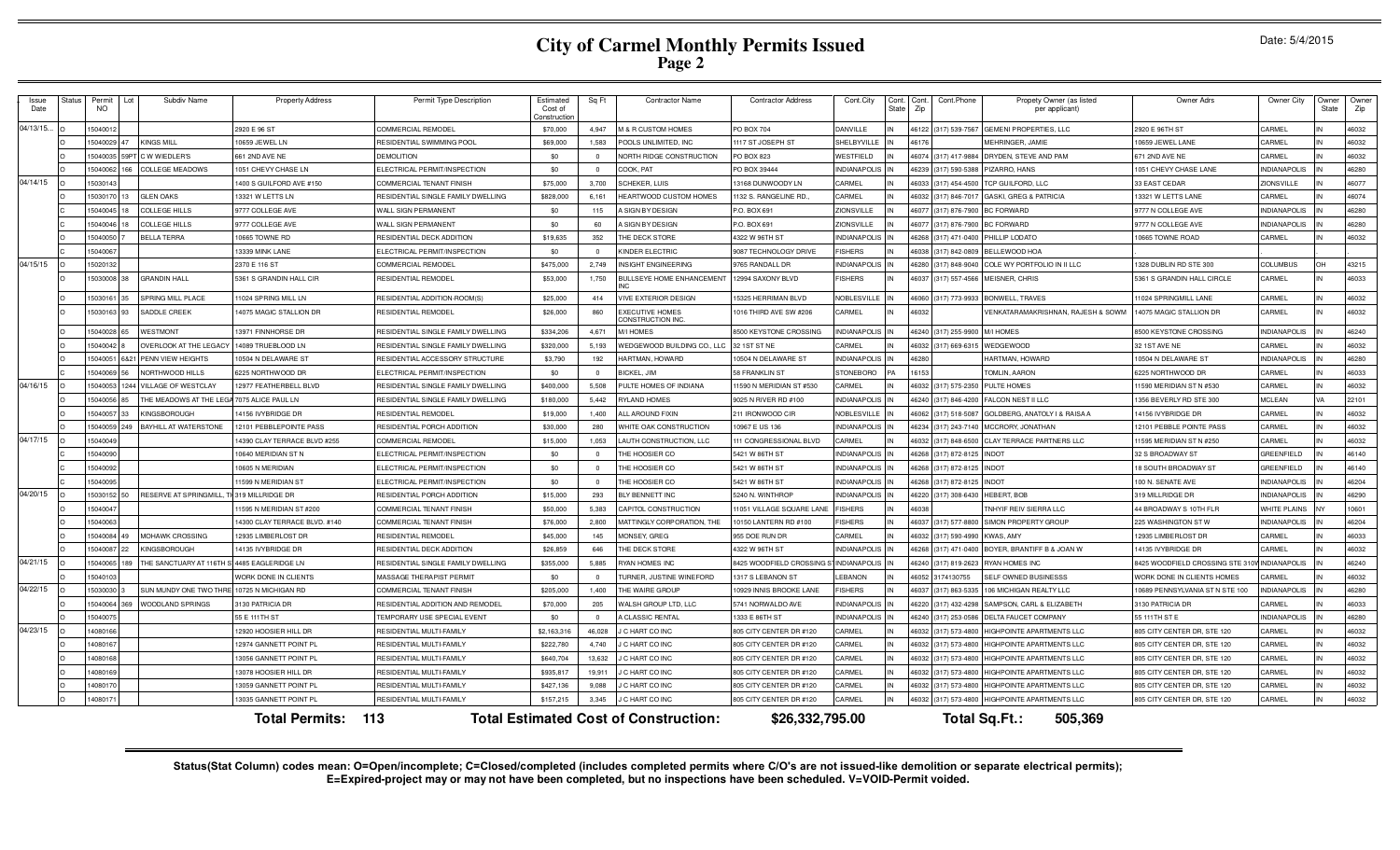# City of Carmel Monthly Permits Issued
## Page 2

Date: 5/4/2015

| Issue Date | Status | Permit NO | Lot | Subdiv Name | Property Address | Permit Type Description | Estimated Cost of Construction | Sq Ft | Contractor Name | Contractor Address | Cont.City | Cont. State | Cont. Zip | Cont.Phone | Propety Owner (as listed per applicant) | Owner Adrs | Owner City | Owner State | Owner Zip |
|---|---|---|---|---|---|---|---|---|---|---|---|---|---|---|---|---|---|---|---|
| 04/13/15... | O | 15040012 | | | 2920 E 96 ST | COMMERCIAL REMODEL | $70,000 | 4,947 | M & R CUSTOM HOMES | PO BOX 704 | DANVILLE | IN | 46122 | (317) 539-7567 | GEMENI PROPERTIES, LLC | 2920 E 96TH ST | CARMEL | IN | 46032 |
| | O | 15040029 | 47 | KINGS MILL | 10659 JEWEL LN | RESIDENTIAL SWIMMING POOL | $69,000 | 1,583 | POOLS UNLIMITED, INC | 1117 ST JOSEPH ST | SHELBYVILLE | IN | 46176 | | MEHRINGER, JAMIE | 10659 JEWEL LANE | CARMEL | IN | 46032 |
| | C | 15040035 | 59PT | C W WIEDLER'S | 661 2ND AVE NE | DEMOLITION | $0 | 0 | NORTH RIDGE CONSTRUCTION | PO BOX 823 | WESTFIELD | IN | 46074 | (317) 417-9884 | DRYDEN, STEVE AND PAM | 671 2ND AVE NE | CARMEL | IN | 46032 |
| | O | 15040062 | 166 | COLLEGE MEADOWS | 1051 CHEVY CHASE LN | ELECTRICAL PERMIT/INSPECTION | $0 | 0 | COOK, PAT | PO BOX 39444 | INDIANAPOLIS | IN | 46239 | (317) 590-5388 | PIZARRO, HANS | 1051 CHEVY CHASE LANE | INDIANAPOLIS | IN | 46280 |
| 04/14/15 | O | 15030143 | | | 1400 S GUILFORD AVE #150 | COMMERCIAL TENANT FINISH | $75,000 | 3,700 | SCHEKER, LUIS | 13168 DUNWOODY LN | CARMEL | IN | 46033 | (317) 454-4500 | TCP GUILFORD, LLC | 33 EAST CEDAR | ZIONSVILLE | IN | 46077 |
| | O | 15030170 | 13 | GLEN OAKS | 13321 W LETTS LN | RESIDENTIAL SINGLE FAMILY DWELLING | $828,000 | 6,161 | HEARTWOOD CUSTOM HOMES | 1132 S. RANGELINE RD., | CARMEL | IN | 46032 | (317) 846-7017 | GASKI, GREG & PATRICIA | 13321 W LETTS LANE | CARMEL | IN | 46074 |
| | C | 15040045 | 18 | COLLEGE HILLS | 9777 COLLEGE AVE | WALL SIGN PERMANENT | $0 | 115 | A SIGN BY DESIGN | P.O. BOX 691 | ZIONSVILLE | IN | 46077 | (317) 876-7900 | BC FORWARD | 9777 N COLLEGE AVE | INDIANAPOLIS | IN | 46280 |
| | C | 15040046 | 18 | COLLEGE HILLS | 9777 COLLEGE AVE | WALL SIGN PERMANENT | $0 | 60 | A SIGN BY DESIGN | P.O. BOX 691 | ZIONSVILLE | IN | 46077 | (317) 876-7900 | BC FORWARD | 9777 N COLLEGE AVE | INDIANAPOLIS | IN | 46280 |
| | O | 15040050 | 7 | BELLA TERRA | 10665 TOWNE RD | RESIDENTIAL DECK ADDITION | $19,635 | 352 | THE DECK STORE | 4322 W 96TH ST | INDIANAPOLIS | IN | 46268 | (317) 471-0400 | PHILLIP LODATO | 10665 TOWNE ROAD | CARMEL | IN | 46032 |
| | C | 15040067 | | | 13339 MINK LANE | ELECTRICAL PERMIT/INSPECTION | $0 | 0 | KINDER ELECTRIC | 9087 TECHNOLOGY DRIVE | FISHERS | IN | 46038 | (317) 842-0809 | BELLEWOOD HOA | | | . | . |
| 04/15/15 | O | 15020132 | | | 2370 E 116 ST | COMMERCIAL REMODEL | $475,000 | 2,749 | INSIGHT ENGINEERING | 9765 RANDALL DR | INDIANAPOLIS | IN | 46280 | (317) 848-9040 | COLE WY PORTFOLIO IN II LLC | 1328 DUBLIN RD STE 300 | COLUMBUS | OH | 43215 |
| | O | 15030008 | 38 | GRANDIN HALL | 5361 S GRANDIN HALL CIR | RESIDENTIAL REMODEL | $53,000 | 1,750 | BULLSEYE HOME ENHANCEMENT INC | 12994 SAXONY BLVD | FISHERS | IN | 46037 | (317) 557-4566 | MEISNER, CHRIS | 5361 S GRANDIN HALL CIRCLE | CARMEL | IN | 46033 |
| | O | 15030161 | 35 | SPRING MILL PLACE | 11024 SPRING MILL LN | RESIDENTIAL ADDITION-ROOM(S) | $25,000 | 414 | VIVE EXTERIOR DESIGN | 15325 HERRIMAN BLVD | NOBLESVILLE | IN | 46060 | (317) 773-9933 | BONWELL, TRAVES | 11024 SPRINGMILL LANE | CARMEL | IN | 46032 |
| | O | 15030163 | 93 | SADDLE CREEK | 14075 MAGIC STALLION DR | RESIDENTIAL REMODEL | $26,000 | 860 | EXECUTIVE HOMES CONSTRUCTION INC. | 1016 THIRD AVE SW #206 | CARMEL | IN | 46032 | | VENKATARAMAKRISHNAN, RAJESH & SOWM | 14075 MAGIC STALLION DR | CARMEL | IN | 46032 |
| | O | 15040028 | 65 | WESTMONT | 13971 FINNHORSE DR | RESIDENTIAL SINGLE FAMILY DWELLING | $334,206 | 4,671 | M/I HOMES | 8500 KEYSTONE CROSSING | INDIANAPOLIS | IN | 46240 | (317) 255-9900 | M/I HOMES | 8500 KEYSTONE CROSSING | INDIANAPOLIS | IN | 46240 |
| | O | 15040042 | 8 | OVERLOOK AT THE LEGACY | 14089 TRUEBLOOD LN | RESIDENTIAL SINGLE FAMILY DWELLING | $320,000 | 5,193 | WEDGEWOOD BUILDING CO., LLC | 32 1ST ST NE | CARMEL | IN | 46032 | (317) 669-6315 | WEDGEWOOD | 32 1ST AVE NE | CARMEL | IN | 46032 |
| | O | 15040051 | 6&21 | PENN VIEW HEIGHTS | 10504 N DELAWARE ST | RESIDENTIAL ACCESSORY STRUCTURE | $3,790 | 192 | HARTMAN, HOWARD | 10504 N DELAWARE ST | INDIANAPOLIS | IN | 46280 | | HARTMAN, HOWARD | 10504 N DELAWARE ST | INDIANAPOLIS | IN | 46280 |
| | O | 15040069 | 56 | NORTHWOOD HILLS | 6225 NORTHWOOD DR | ELECTRICAL PERMIT/INSPECTION | $0 | 0 | BICKEL, JIM | 58 FRANKLIN ST | STONEBORO | PA | 16153 | | TOMLIN, AARON | 6225 NORTHWOOD DR | CARMEL | IN | 46033 |
| 04/16/15 | O | 15040053 | 1244 | VILLAGE OF WESTCLAY | 12977 FEATHERBELL BLVD | RESIDENTIAL SINGLE FAMILY DWELLING | $400,000 | 5,508 | PULTE HOMES OF INDIANA | 11590 N MERIDIAN ST #530 | CARMEL | IN | 46032 | (317) 575-2350 | PULTE HOMES | 11590 MERIDIAN ST N #530 | CARMEL | IN | 46032 |
| | O | 15040056 | 85 | THE MEADOWS AT THE LEGA | 7075 ALICE PAUL LN | RESIDENTIAL SINGLE FAMILY DWELLING | $180,000 | 5,442 | RYLAND HOMES | 9025 N RIVER RD #100 | INDIANAPOLIS | IN | 46240 | (317) 846-4200 | FALCON NEST II LLC | 1356 BEVERLY RD STE 300 | MCLEAN | VA | 22101 |
| | O | 15040057 | 33 | KINGSBOROUGH | 14156 IVYBRIDGE DR | RESIDENTIAL REMODEL | $19,000 | 1,400 | ALL AROUND FIXIN | 211 IRONWOOD CIR | NOBLESVILLE | IN | 46062 | (317) 518-5087 | GOLDBERG, ANATOLY I & RAISA A | 14156 IVYBRIDGE DR | CARMEL | IN | 46032 |
| | O | 15040059 | 249 | BAYHILL AT WATERSTONE | 12101 PEBBLEPOINTE PASS | RESIDENTIAL PORCH ADDITION | $30,000 | 280 | WHITE OAK CONSTRUCTION | 10967 E US 136 | INDIANAPOLIS | IN | 46234 | (317) 243-7140 | MCCRORY, JONATHAN | 12101 PEBBLE POINTE PASS | CARMEL | IN | 46032 |
| 04/17/15 | O | 15040049 | | | 14390 CLAY TERRACE BLVD #255 | COMMERCIAL REMODEL | $15,000 | 1,053 | LAUTH CONSTRUCTION, LLC | 111 CONGRESSIONAL BLVD | CARMEL | IN | 46032 | (317) 848-6500 | CLAY TERRACE PARTNERS LLC | 11595 MERIDIAN ST N #250 | CARMEL | IN | 46032 |
| | C | 15040090 | | | 10640 MERIDIAN ST N | ELECTRICAL PERMIT/INSPECTION | $0 | 0 | THE HOOSIER CO | 5421 W 86TH ST | INDIANAPOLIS | IN | 46268 | (317) 872-8125 | INDOT | 32 S BROADWAY ST | GREENFIELD | IN | 46140 |
| | C | 15040092 | | | 10605 N MERIDIAN | ELECTRICAL PERMIT/INSPECTION | $0 | 0 | THE HOOSIER CO | 5421 W 86TH ST | INDIANAPOLIS | IN | 46268 | (317) 872-8125 | INDOT | 18 SOUTH BROADWAY ST | GREENFIELD | IN | 46140 |
| | C | 15040095 | | | 11599 N MERIDIAN ST | ELECTRICAL PERMIT/INSPECTION | $0 | 0 | THE HOOSIER CO | 5421 W 86TH ST | INDIANAPOLIS | IN | 46268 | (317) 872-8125 | INDOT | 100 N. SENATE AVE | INDIANAPOLIS | IN | 46204 |
| 04/20/15 | O | 15030152 | 50 | RESERVE AT SPRINGMILL, TH | 319 MILLRIDGE DR | RESIDENTIAL PORCH ADDITION | $15,000 | 293 | BLY BENNETT INC | 5240 N. WINTHROP | INDIANAPOLIS | IN | 46220 | (317) 308-6430 | HEBERT, BOB | 319 MILLRIDGE DR | INDIANAPOLIS | IN | 46290 |
| | O | 15040047 | | | 11595 N MERIDIAN ST #200 | COMMERCIAL TENANT FINISH | $50,000 | 5,383 | CAPITOL CONSTRUCTION | 11051 VILLAGE SQUARE LANE | FISHERS | IN | 46038 | | TNHYIF REIV SIERRA LLC | 44 BROADWAY S 10TH FLR | WHITE PLAINS | NY | 10601 |
| | O | 15040063 | | | 14300 CLAY TERRACE BLVD. #140 | COMMERCIAL TENANT FINISH | $76,000 | 2,800 | MATTINGLY CORPORATION, THE | 10150 LANTERN RD #100 | FISHERS | IN | 46037 | (317) 577-8800 | SIMON PROPERTY GROUP | 225 WASHINGTON ST W | INDIANAPOLIS | IN | 46204 |
| | O | 15040084 | 49 | MOHAWK CROSSING | 12935 LIMBERLOST DR | RESIDENTIAL REMODEL | $45,000 | 145 | MONSEY, GREG | 955 DOE RUN DR | CARMEL | IN | 46032 | (317) 590-4990 | KWAS, AMY | 12935 LIMBERLOST DR | CARMEL | IN | 46033 |
| | O | 15040087 | 22 | KINGSBOROUGH | 14135 IVYBRIDGE DR | RESIDENTIAL DECK ADDITION | $26,859 | 646 | THE DECK STORE | 4322 W 96TH ST | INDIANAPOLIS | IN | 46268 | (317) 471-0400 | BOYER, BRANTIFF B & JOAN W | 14135 IVYBRIDGE DR | CARMEL | IN | 46032 |
| 04/21/15 | O | 15040065 | 189 | THE SANCTUARY AT 116TH S | 4485 EAGLERIDGE LN | RESIDENTIAL SINGLE FAMILY DWELLING | $355,000 | 5,885 | RYAN HOMES INC | 8425 WOODFIELD CROSSING S | INDIANAPOLIS | IN | 46240 | (317) 819-2623 | RYAN HOMES INC | 8425 WOODFIELD CROSSING STE 310W | INDIANAPOLIS | IN | 46240 |
| | O | 15040103 | | | WORK DONE IN CLIENTS | MASSAGE THERAPIST PERMIT | $0 | 0 | TURNER, JUSTINE WINEFORD | 1317 S LEBANON ST | LEBANON | IN | 46052 | 3174130755 | SELF OWNED BUSINESSS | WORK DONE IN CLIENTS HOMES | CARMEL | IN | 46032 |
| 04/22/15 | O | 15030030 | 3 | SUN MUNDY ONE TWO THRE | 10725 N MICHIGAN RD | COMMERCIAL TENANT FINISH | $205,000 | 1,400 | THE WAIRE GROUP | 10929 INNIS BROOKE LANE | FISHERS | IN | 46037 | (317) 863-5335 | 106 MICHIGAN REALTY LLC | 10689 PENNSYLVANIA ST N STE 100 | INDIANAPOLIS | IN | 46280 |
| | O | 15040064 | 369 | WOODLAND SPRINGS | 3130 PATRICIA DR | RESIDENTIAL ADDITION AND REMODEL | $70,000 | 205 | WALSH GROUP LTD, LLC | 5741 NORWALDO AVE | INDIANAPOLIS | IN | 46220 | (317) 432-4298 | SAMPSON, CARL & ELIZABETH | 3130 PATRICIA DR | CARMEL | IN | 46033 |
| | O | 15040075 | | | 55 E 111TH ST | TEMPORARY USE SPECIAL EVENT | $0 | 0 | A CLASSIC RENTAL | 1333 E 86TH ST | INDIANAPOLIS | IN | 46240 | (317) 253-0586 | DELTA FAUCET COMPANY | 55 111TH ST E | INDIANAPOLIS | IN | 46280 |
| 04/23/15 | O | 14080166 | | | 12920 HOOSIER HILL DR | RESIDENTIAL MULTI-FAMILY | $2,163,316 | 46,028 | J C HART CO INC | 805 CITY CENTER DR #120 | CARMEL | IN | 46032 | (317) 573-4800 | HIGHPOINTE APARTMENTS LLC | 805 CITY CENTER DR, STE 120 | CARMEL | IN | 46032 |
| | O | 14080167 | | | 12974 GANNETT POINT PL | RESIDENTIAL MULTI-FAMILY | $222,780 | 4,740 | J C HART CO INC | 805 CITY CENTER DR #120 | CARMEL | IN | 46032 | (317) 573-4800 | HIGHPOINTE APARTMENTS LLC | 805 CITY CENTER DR, STE 120 | CARMEL | IN | 46032 |
| | O | 14080168 | | | 13056 GANNETT POINT PL | RESIDENTIAL MULTI-FAMILY | $640,704 | 13,632 | J C HART CO INC | 805 CITY CENTER DR #120 | CARMEL | IN | 46032 | (317) 573-4800 | HIGHPOINTE APARTMENTS LLC | 805 CITY CENTER DR, STE 120 | CARMEL | IN | 46032 |
| | O | 14080169 | | | 13078 HOOSIER HILL DR | RESIDENTIAL MULTI-FAMILY | $935,817 | 19,911 | J C HART CO INC | 805 CITY CENTER DR #120 | CARMEL | IN | 46032 | (317) 573-4800 | HIGHPOINTE APARTMENTS LLC | 805 CITY CENTER DR, STE 120 | CARMEL | IN | 46032 |
| | O | 14080170 | | | 13059 GANNETT POINT PL | RESIDENTIAL MULTI-FAMILY | $427,136 | 9,088 | J C HART CO INC | 805 CITY CENTER DR #120 | CARMEL | IN | 46032 | (317) 573-4800 | HIGHPOINTE APARTMENTS LLC | 805 CITY CENTER DR, STE 120 | CARMEL | IN | 46032 |
| | O | 14080171 | | | 13035 GANNETT POINT PL | RESIDENTIAL MULTI-FAMILY | $157,215 | 3,345 | J C HART CO INC | 805 CITY CENTER DR #120 | CARMEL | IN | 46032 | (317) 573-4800 | HIGHPOINTE APARTMENTS LLC | 805 CITY CENTER DR, STE 120 | CARMEL | IN | 46032 |

**Total Permits: 113** **Total Estimated Cost of Construction: $26,332,795.00** **Total Sq.Ft.: 505,369**

**Status(Stat Column) codes mean: O=Open/incomplete; C=Closed/completed (includes completed permits where C/O's are not issued-like demolition or separate electrical permits); E=Expired-project may or may not have been completed, but no inspections have been scheduled. V=VOID-Permit voided.**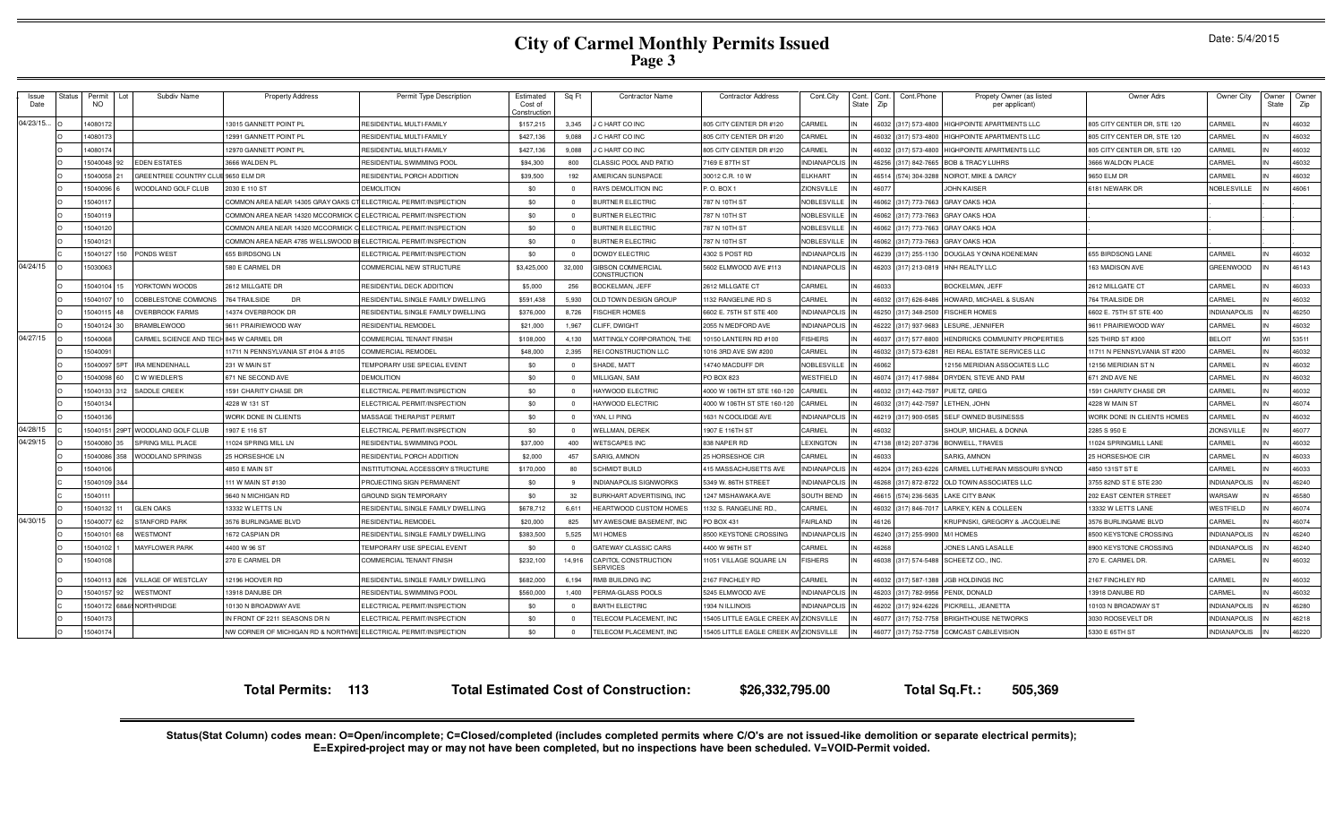# City of Carmel Monthly Permits Issued

Date: 5/4/2015

| Issue Date | Status | Permit NO | Lot | Subdiv Name | Property Address | Permit Type Description | Estimated Cost of Construction | Sq Ft | Contractor Name | Contractor Address | Cont.City | Cont. State | Cont. Zip | Cont.Phone | Propety Owner (as listed per applicant) | Owner Adrs | Owner City | Owner State | Owner Zip |
|---|---|---|---|---|---|---|---|---|---|---|---|---|---|---|---|---|---|---|---|
| 04/23/15... | O | 14080172 | | | 13015 GANNETT POINT PL | RESIDENTIAL MULTI-FAMILY | $157,215 | 3,345 | J C HART CO INC | 805 CITY CENTER DR #120 | CARMEL | IN | 46032 | (317) 573-4800 | HIGHPOINTE APARTMENTS LLC | 805 CITY CENTER DR, STE 120 | CARMEL | IN | 46032 |
| | O | 14080173 | | | 12991 GANNETT POINT PL | RESIDENTIAL MULTI-FAMILY | $427,136 | 9,088 | J C HART CO INC | 805 CITY CENTER DR #120 | CARMEL | IN | 46032 | (317) 573-4800 | HIGHPOINTE APARTMENTS LLC | 805 CITY CENTER DR, STE 120 | CARMEL | IN | 46032 |
| | O | 14080174 | | | 12970 GANNETT POINT PL | RESIDENTIAL MULTI-FAMILY | $427,136 | 9,088 | J C HART CO INC | 805 CITY CENTER DR #120 | CARMEL | IN | 46032 | (317) 573-4800 | HIGHPOINTE APARTMENTS LLC | 805 CITY CENTER DR, STE 120 | CARMEL | IN | 46032 |
| | O | 15040048 | 92 | EDEN ESTATES | 3666 WALDEN PL | RESIDENTIAL SWIMMING POOL | $94,300 | 800 | CLASSIC POOL AND PATIO | 7169 E 87TH ST | INDIANAPOLIS | IN | 46256 | (317) 842-7665 | BOB & TRACY LUHRS | 3666 WALDON PLACE | CARMEL | IN | 46032 |
| | O | 15040058 | 21 | GREENTREE COUNTRY CLUB | 9650 ELM DR | RESIDENTIAL PORCH ADDITION | $39,500 | 192 | AMERICAN SUNSPACE | 30012 C.R. 10 W | ELKHART | IN | 46514 | (574) 304-3288 | NOIROT, MIKE & DARCY | 9650 ELM DR | CARMEL | IN | 46032 |
| | O | 15040096 | 6 | WOODLAND GOLF CLUB | 2030 E 110 ST | DEMOLITION | $0 | 0 | RAYS DEMOLITION INC | P. O. BOX 1 | ZIONSVILLE | IN | 46077 | | JOHN KAISER | 6181 NEWARK DR | NOBLESVILLE | IN | 46061 |
| | O | 15040117 | | | COMMON AREA NEAR 14305 GRAY OAKS CT | ELECTRICAL PERMIT/INSPECTION | $0 | 0 | BURTNER ELECTRIC | 787 N 10TH ST | NOBLESVILLE | IN | 46062 | (317) 773-7663 | GRAY OAKS HOA | | | | |
| | O | 15040119 | | | COMMON AREA NEAR 14320 MCCORMICK C | ELECTRICAL PERMIT/INSPECTION | $0 | 0 | BURTNER ELECTRIC | 787 N 10TH ST | NOBLESVILLE | IN | 46062 | (317) 773-7663 | GRAY OAKS HOA | | | | |
| | O | 15040120 | | | COMMON AREA NEAR 14320 MCCORMICK C | ELECTRICAL PERMIT/INSPECTION | $0 | 0 | BURTNER ELECTRIC | 787 N 10TH ST | NOBLESVILLE | IN | 46062 | (317) 773-7663 | GRAY OAKS HOA | | | | |
| | O | 15040121 | | | COMMON AREA NEAR 4785 WELLSWOOD BE | ELECTRICAL PERMIT/INSPECTION | $0 | 0 | BURTNER ELECTRIC | 787 N 10TH ST | NOBLESVILLE | IN | 46062 | (317) 773-7663 | GRAY OAKS HOA | | | | |
| | C | 15040127 | 150 | PONDS WEST | 655 BIRDSONG LN | ELECTRICAL PERMIT/INSPECTION | $0 | 0 | DOWDY ELECTRIC | 4302 S POST RD | INDIANAPOLIS | IN | 46239 | (317) 255-1130 | DOUGLAS Y ONNA KOENEMAN | 655 BIRDSONG LANE | CARMEL | IN | 46032 |
| 04/24/15 | O | 15030063 | | | 580 E CARMEL DR | COMMERCIAL NEW STRUCTURE | $3,425,000 | 32,000 | GIBSON COMMERCIAL CONSTRUCTION | 5602 ELMWOOD AVE #113 | INDIANAPOLIS | IN | 46203 | (317) 213-0819 | HNH REALTY LLC | 163 MADISON AVE | GREENWOOD | IN | 46143 |
| | O | 15040104 | 15 | YORKTOWN WOODS | 2612 MILLGATE DR | RESIDENTIAL DECK ADDITION | $5,000 | 256 | BOCKELMAN, JEFF | 2612 MILLGATE CT | CARMEL | IN | 46033 | | BOCKELMAN, JEFF | 2612 MILLGATE CT | CARMEL | IN | 46033 |
| | O | 15040107 | 10 | COBBLESTONE COMMONS | 764 TRAILSIDE DR | RESIDENTIAL SINGLE FAMILY DWELLING | $591,438 | 5,930 | OLD TOWN DESIGN GROUP | 1132 RANGELINE RD S | CARMEL | IN | 46032 | (317) 626-8486 | HOWARD, MICHAEL & SUSAN | 764 TRAILSIDE DR | CARMEL | IN | 46032 |
| | O | 15040115 | 48 | OVERBROOK FARMS | 14374 OVERBROOK DR | RESIDENTIAL SINGLE FAMILY DWELLING | $376,000 | 8,726 | FISCHER HOMES | 6602 E. 75TH ST STE 400 | INDIANAPOLIS | IN | 46250 | (317) 348-2500 | FISCHER HOMES | 6602 E. 75TH ST STE 400 | INDIANAPOLIS | IN | 46250 |
| | O | 15040124 | 30 | BRAMBLEWOOD | 9611 PRAIRIEWOOD WAY | RESIDENTIAL REMODEL | $21,000 | 1,967 | CLIFF, DWIGHT | 2055 N MEDFORD AVE | INDIANAPOLIS | IN | 46222 | (317) 937-9683 | LESURE, JENNIFER | 9611 PRAIRIEWOOD WAY | CARMEL | IN | 46032 |
| 04/27/15 | O | 15040068 | | CARMEL SCIENCE AND TECH | 845 W CARMEL DR | COMMERCIAL TENANT FINISH | $108,000 | 4,130 | MATTINGLY CORPORATION, THE | 10150 LANTERN RD #100 | FISHERS | IN | 46037 | (317) 577-8800 | HENDRICKS COMMUNITY PROPERTIES | 525 THIRD ST #300 | BELOIT | WI | 53511 |
| | O | 15040091 | | | 11711 N PENNSYLVANIA ST #104 & #105 | COMMERCIAL REMODEL | $48,000 | 2,395 | REI CONSTRUCTION LLC | 1016 3RD AVE SW #200 | CARMEL | IN | 46032 | (317) 573-6281 | REI REAL ESTATE SERVICES LLC | 11711 N PENNSYLVANIA ST #200 | CARMEL | IN | 46032 |
| | O | 15040097 | 5PT | IRA MENDENHALL | 231 W MAIN ST | TEMPORARY USE SPECIAL EVENT | $0 | 0 | SHADE, MATT | 14740 MACDUFF DR | NOBLESVILLE | IN | 46062 | | 12156 MERIDIAN ASSOCIATES LLC | 12156 MERIDIAN ST N | CARMEL | IN | 46032 |
| | O | 15040098 | 60 | C W WIEDLER'S | 671 NE SECOND AVE | DEMOLITION | $0 | 0 | MILLIGAN, SAM | PO BOX 823 | WESTFIELD | IN | 46074 | (317) 417-9884 | DRYDEN, STEVE AND PAM | 671 2ND AVE NE | CARMEL | IN | 46032 |
| | O | 15040133 | 312 | SADDLE CREEK | 1591 CHARITY CHASE DR | ELECTRICAL PERMIT/INSPECTION | $0 | 0 | HAYWOOD ELECTRIC | 4000 W 106TH ST STE 160-120 | CARMEL | IN | 46032 | (317) 442-7597 | PUETZ, GREG | 1591 CHARITY CHASE DR | CARMEL | IN | 46032 |
| | O | 15040134 | | | 4228 W 131 ST | ELECTRICAL PERMIT/INSPECTION | $0 | 0 | HAYWOOD ELECTRIC | 4000 W 106TH ST STE 160-120 | CARMEL | IN | 46032 | (317) 442-7597 | LETHEN, JOHN | 4228 W MAIN ST | CARMEL | IN | 46074 |
| | O | 15040136 | | | WORK DONE IN CLIENTS | MASSAGE THERAPIST PERMIT | $0 | 0 | YAN, LI PING | 1631 N COOLIDGE AVE | INDIANAPOLIS | IN | 46219 | (317) 900-0585 | SELF OWNED BUSINESSS | WORK DONE IN CLIENTS HOMES | CARMEL | IN | 46032 |
| 04/28/15 | C | 15040151 | 29PT | WOODLAND GOLF CLUB | 1907 E 116 ST | ELECTRICAL PERMIT/INSPECTION | $0 | 0 | WELLMAN, DEREK | 1907 E 116TH ST | CARMEL | IN | 46032 | | SHOUP, MICHAEL & DONNA | 2285 S 950 E | ZIONSVILLE | IN | 46077 |
| 04/29/15 | O | 15040080 | 35 | SPRING MILL PLACE | 11024 SPRING MILL LN | RESIDENTIAL SWIMMING POOL | $37,000 | 400 | WETSCAPES INC | 838 NAPER RD | LEXINGTON | IN | 47138 | (812) 207-3736 | BONWELL, TRAVES | 11024 SPRINGMILL LANE | CARMEL | IN | 46032 |
| | O | 15040086 | 358 | WOODLAND SPRINGS | 25 HORSESHOE LN | RESIDENTIAL PORCH ADDITION | $2,000 | 457 | SARIG, AMNON | 25 HORSESHOE CIR | CARMEL | IN | 46033 | | SARIG, AMNON | 25 HORSESHOE CIR | CARMEL | IN | 46033 |
| | O | 15040106 | | | 4850 E MAIN ST | INSTITUTIONAL ACCESSORY STRUCTURE | $170,000 | 80 | SCHMIDT BUILD | 415 MASSACHUSETTS AVE | INDIANAPOLIS | IN | 46204 | (317) 263-6226 | CARMEL LUTHERAN MISSOURI SYNOD | 4850 131ST ST E | CARMEL | IN | 46033 |
| | O | 15040109 | 3&4 | | 111 W MAIN ST #130 | PROJECTING SIGN PERMANENT | $0 | 9 | INDIANAPOLIS SIGNWORKS | 5349 W. 86TH STREET | INDIANAPOLIS | IN | 46268 | (317) 872-8722 | OLD TOWN ASSOCIATES LLC | 3755 82ND ST E STE 230 | INDIANAPOLIS | IN | 46240 |
| | C | 15040111 | | | 9640 N MICHIGAN RD | GROUND SIGN TEMPORARY | $0 | 32 | BURKHART ADVERTISING, INC | 1247 MISHAWAKA AVE | SOUTH BEND | IN | 46615 | (574) 236-5635 | LAKE CITY BANK | 202 EAST CENTER STREET | WARSAW | IN | 46580 |
| | O | 15040132 | 11 | GLEN OAKS | 13332 W LETTS LN | RESIDENTIAL SINGLE FAMILY DWELLING | $678,712 | 6,611 | HEARTWOOD CUSTOM HOMES | 1132 S. RANGELINE RD., | CARMEL | IN | 46032 | (317) 846-7017 | LARKEY, KEN & COLLEEN | 13332 W LETTS LANE | WESTFIELD | IN | 46074 |
| 04/30/15 | O | 15040077 | 62 | STANFORD PARK | 3576 BURLINGAME BLVD | RESIDENTIAL REMODEL | $20,000 | 825 | MY AWESOME BASEMENT, INC | PO BOX 431 | FAIRLAND | IN | 46126 | | KRUPINSKI, GREGORY & JACQUELINE | 3576 BURLINGAME BLVD | CARMEL | IN | 46074 |
| | O | 15040101 | 68 | WESTMONT | 1672 CASPIAN DR | RESIDENTIAL SINGLE FAMILY DWELLING | $383,500 | 5,525 | M/I HOMES | 8500 KEYSTONE CROSSING | INDIANAPOLIS | IN | 46240 | (317) 255-9900 | M/I HOMES | 8500 KEYSTONE CROSSING | INDIANAPOLIS | IN | 46240 |
| | O | 15040102 | 1 | MAYFLOWER PARK | 4400 W 96 ST | TEMPORARY USE SPECIAL EVENT | $0 | 0 | GATEWAY CLASSIC CARS | 4400 W 96TH ST | CARMEL | IN | 46268 | | JONES LANG LASALLE | 8900 KEYSTONE CROSSING | INDIANAPOLIS | IN | 46240 |
| | O | 15040108 | | | 270 E CARMEL DR | COMMERCIAL TENANT FINISH | $232,100 | 14,916 | CAPITOL CONSTRUCTION SERVICES | 11051 VILLAGE SQUARE LN | FISHERS | IN | 46038 | (317) 574-5488 | SCHEETZ CO., INC. | 270 E. CARMEL DR. | CARMEL | IN | 46032 |
| | O | 15040113 | 826 | VILLAGE OF WESTCLAY | 12196 HOOVER RD | RESIDENTIAL SINGLE FAMILY DWELLING | $682,000 | 6,194 | RMB BUILDING INC | 2167 FINCHLEY RD | CARMEL | IN | 46032 | (317) 587-1388 | JGB HOLDINGS INC | 2167 FINCHLEY RD | CARMEL | IN | 46032 |
| | O | 15040157 | 92 | WESTMONT | 13918 DANUBE DR | RESIDENTIAL SWIMMING POOL | $560,000 | 1,400 | PERMA-GLASS POOLS | 5245 ELMWOOD AVE | INDIANAPOLIS | IN | 46203 | (317) 782-9956 | PENIX, DONALD | 13918 DANUBE RD | CARMEL | IN | 46032 |
| | O | 15040172 | 68&69 | NORTHRIDGE | 10130 N BROADWAY AVE | ELECTRICAL PERMIT/INSPECTION | $0 | 0 | BARTH ELECTRIC | 1934 N ILLINOIS | INDIANAPOLIS | IN | 46202 | (317) 924-6226 | PICKRELL, JEANETTA | 10103 N BROADWAY ST | INDIANAPOLIS | IN | 46280 |
| | O | 15040173 | | | IN FRONT OF 2211 SEASONS DR N | ELECTRICAL PERMIT/INSPECTION | $0 | 0 | TELECOM PLACEMENT, INC | 15405 LITTLE EAGLE CREEK AV | ZIONSVILLE | IN | 46077 | (317) 752-7758 | BRIGHTHOUSE NETWORKS | 3030 ROOSEVELT DR | INDIANAPOLIS | IN | 46218 |
| | O | 15040174 | | | NW CORNER OF MICHIGAN RD & NORTHWE | ELECTRICAL PERMIT/INSPECTION | $0 | 0 | TELECOM PLACEMENT, INC | 15405 LITTLE EAGLE CREEK AV | ZIONSVILLE | IN | 46077 | (317) 752-7758 | COMCAST CABLEVISION | 5330 E 65TH ST | INDIANAPOLIS | IN | 46220 |

**Total Permits: 113** **Total Estimated Cost of Construction: $26,332,795.00** **Total Sq.Ft.: 505,369**

**Status(Stat Column) codes mean: O=Open/incomplete; C=Closed/completed (includes completed permits where C/O's are not issued-like demolition or separate electrical permits); E=Expired-project may or may not have been completed, but no inspections have been scheduled. V=VOID-Permit voided.**